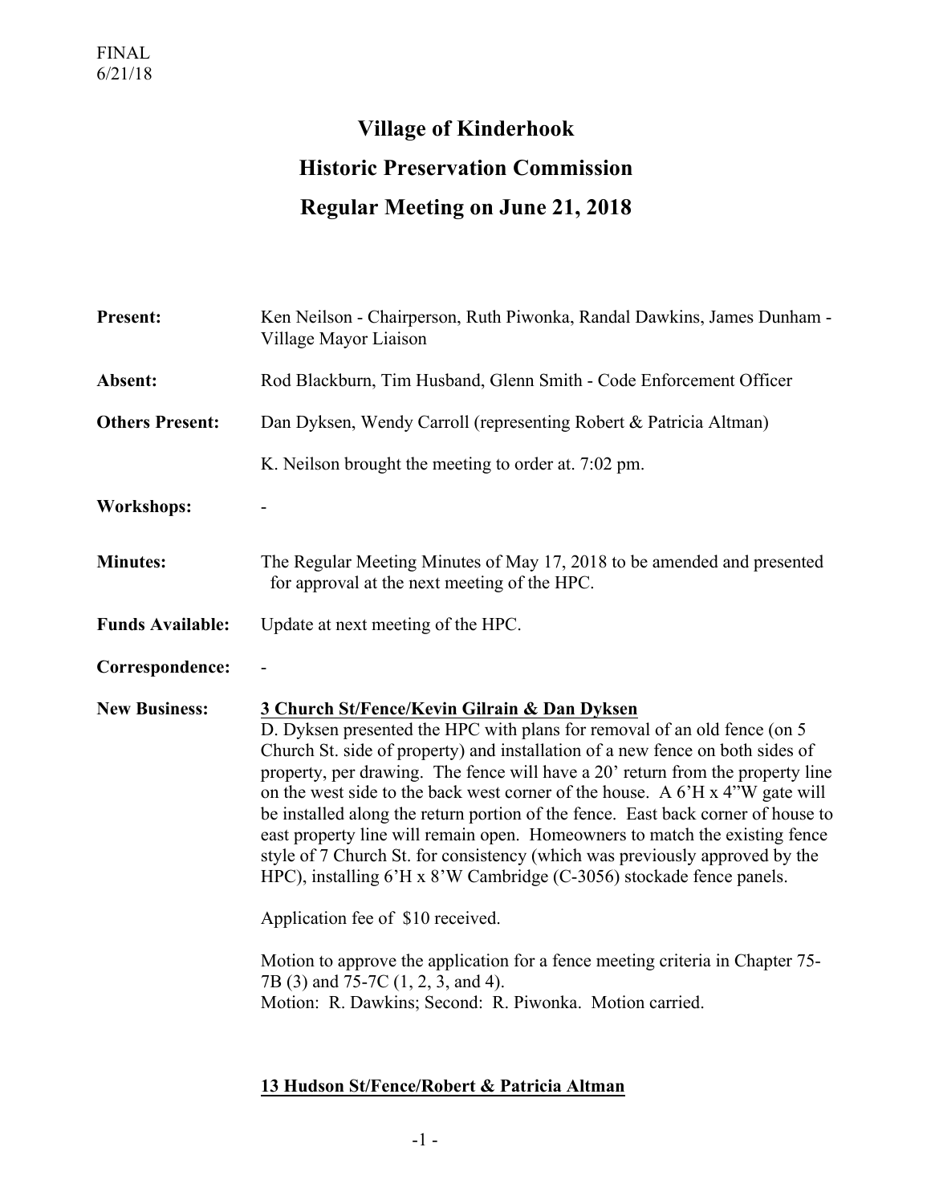FINAL
6/21/18

# Village of Kinderhook
# Historic Preservation Commission
# Regular Meeting on June 21, 2018

**Present:** Ken Neilson - Chairperson, Ruth Piwonka, Randal Dawkins, James Dunham - Village Mayor Liaison

**Absent:** Rod Blackburn, Tim Husband, Glenn Smith - Code Enforcement Officer

**Others Present:** Dan Dyksen, Wendy Carroll (representing Robert & Patricia Altman)

K. Neilson brought the meeting to order at. 7:02 pm.

**Workshops:** -

**Minutes:** The Regular Meeting Minutes of May 17, 2018 to be amended and presented for approval at the next meeting of the HPC.

**Funds Available:** Update at next meeting of the HPC.

**Correspondence:** -

**New Business:**

**<u>3 Church St/Fence/Kevin Gilrain & Dan Dyksen</u>**

D. Dyksen presented the HPC with plans for removal of an old fence (on 5 Church St. side of property) and installation of a new fence on both sides of property, per drawing. The fence will have a 20' return from the property line on the west side to the back west corner of the house. A 6'H x 4"W gate will be installed along the return portion of the fence. East back corner of house to east property line will remain open. Homeowners to match the existing fence style of 7 Church St. for consistency (which was previously approved by the HPC), installing 6'H x 8'W Cambridge (C-3056) stockade fence panels.

Application fee of $10 received.

Motion to approve the application for a fence meeting criteria in Chapter 75-7B (3) and 75-7C (1, 2, 3, and 4).
Motion: R. Dawkins; Second: R. Piwonka. Motion carried.

**<u>13 Hudson St/Fence/Robert & Patricia Altman</u>**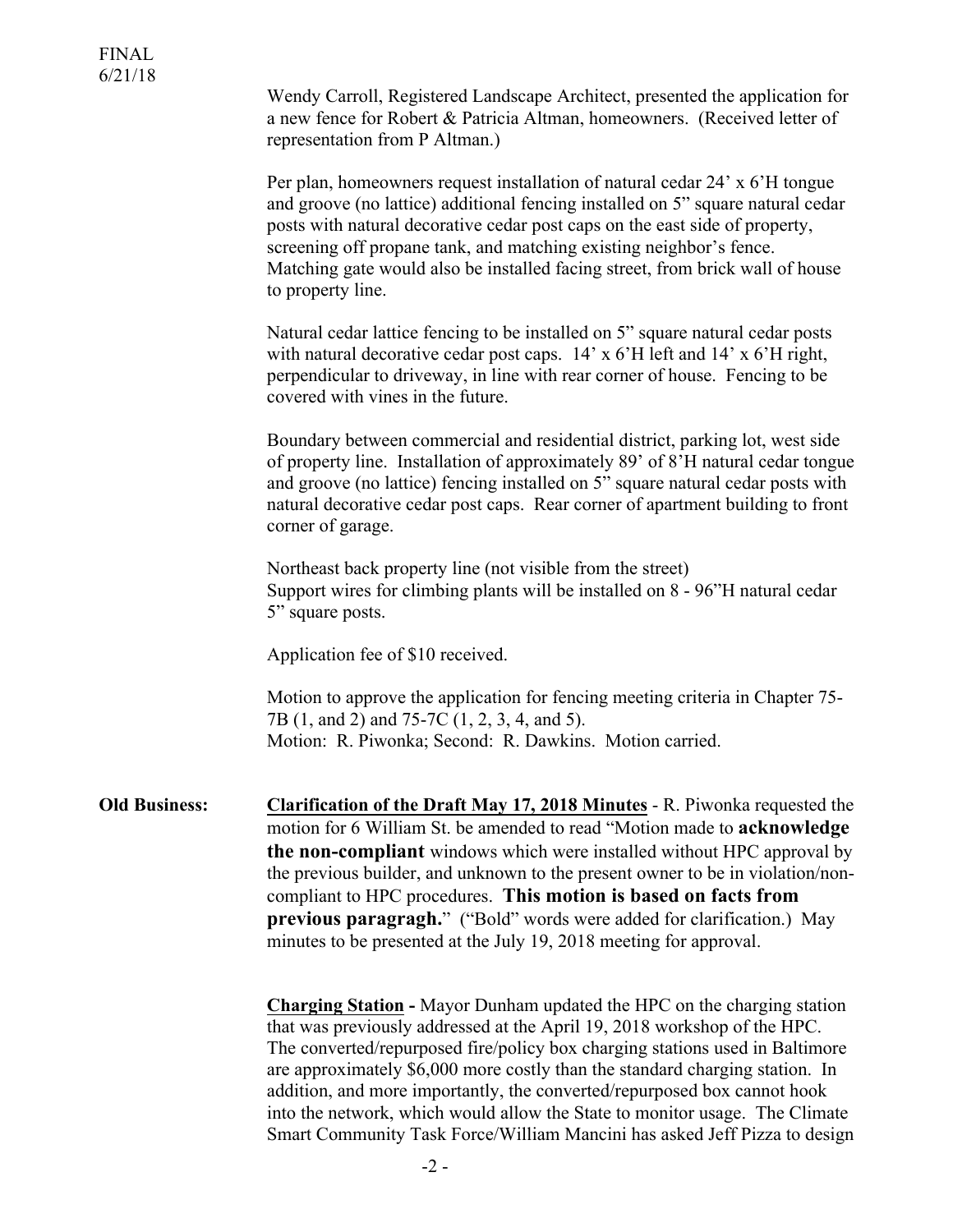FINAL
6/21/18

Wendy Carroll, Registered Landscape Architect, presented the application for a new fence for Robert & Patricia Altman, homeowners. (Received letter of representation from P Altman.)

Per plan, homeowners request installation of natural cedar 24' x 6'H tongue and groove (no lattice) additional fencing installed on 5" square natural cedar posts with natural decorative cedar post caps on the east side of property, screening off propane tank, and matching existing neighbor's fence. Matching gate would also be installed facing street, from brick wall of house to property line.

Natural cedar lattice fencing to be installed on 5" square natural cedar posts with natural decorative cedar post caps. 14' x 6'H left and 14' x 6'H right, perpendicular to driveway, in line with rear corner of house. Fencing to be covered with vines in the future.

Boundary between commercial and residential district, parking lot, west side of property line. Installation of approximately 89' of 8'H natural cedar tongue and groove (no lattice) fencing installed on 5" square natural cedar posts with natural decorative cedar post caps. Rear corner of apartment building to front corner of garage.

Northeast back property line (not visible from the street)
Support wires for climbing plants will be installed on 8 - 96"H natural cedar 5" square posts.

Application fee of $10 received.

Motion to approve the application for fencing meeting criteria in Chapter 75-7B (1, and 2) and 75-7C (1, 2, 3, 4, and 5).
Motion: R. Piwonka; Second: R. Dawkins. Motion carried.

**Old Business:** **Clarification of the Draft May 17, 2018 Minutes** - R. Piwonka requested the motion for 6 William St. be amended to read "Motion made to **acknowledge the non-compliant** windows which were installed without HPC approval by the previous builder, and unknown to the present owner to be in violation/non-compliant to HPC procedures. **This motion is based on facts from previous paragragh.**" ("Bold" words were added for clarification.) May minutes to be presented at the July 19, 2018 meeting for approval.

**Charging Station -** Mayor Dunham updated the HPC on the charging station that was previously addressed at the April 19, 2018 workshop of the HPC. The converted/repurposed fire/policy box charging stations used in Baltimore are approximately $6,000 more costly than the standard charging station. In addition, and more importantly, the converted/repurposed box cannot hook into the network, which would allow the State to monitor usage. The Climate Smart Community Task Force/William Mancini has asked Jeff Pizza to design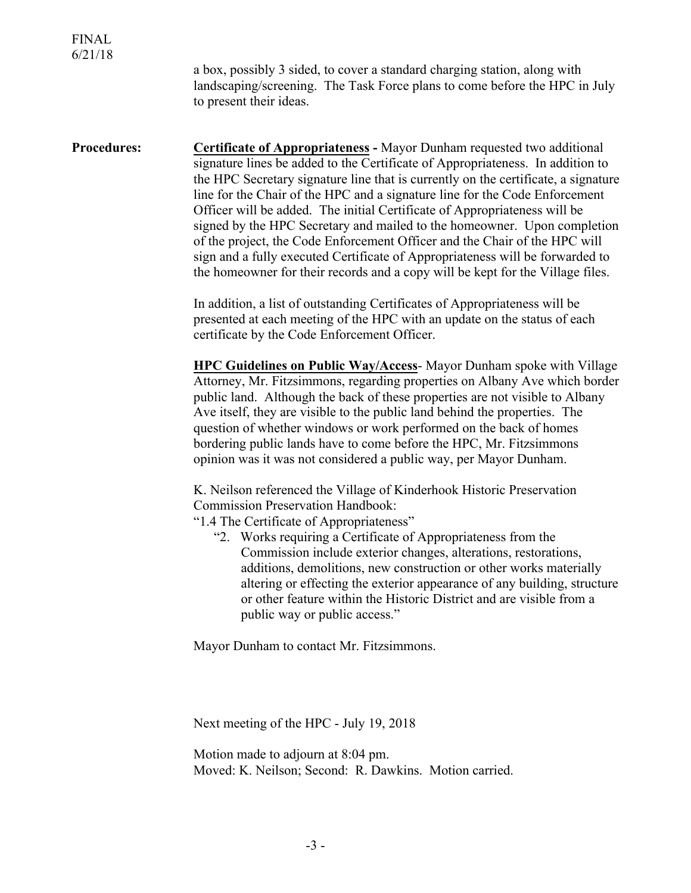FINAL
6/21/18

a box, possibly 3 sided, to cover a standard charging station, along with landscaping/screening. The Task Force plans to come before the HPC in July to present their ideas.

**Procedures:**

**<u>Certificate of Appropriateness</u> -** Mayor Dunham requested two additional signature lines be added to the Certificate of Appropriateness. In addition to the HPC Secretary signature line that is currently on the certificate, a signature line for the Chair of the HPC and a signature line for the Code Enforcement Officer will be added. The initial Certificate of Appropriateness will be signed by the HPC Secretary and mailed to the homeowner. Upon completion of the project, the Code Enforcement Officer and the Chair of the HPC will sign and a fully executed Certificate of Appropriateness will be forwarded to the homeowner for their records and a copy will be kept for the Village files.

In addition, a list of outstanding Certificates of Appropriateness will be presented at each meeting of the HPC with an update on the status of each certificate by the Code Enforcement Officer.

**<u>HPC Guidelines on Public Way/Access</u>**- Mayor Dunham spoke with Village Attorney, Mr. Fitzsimmons, regarding properties on Albany Ave which border public land. Although the back of these properties are not visible to Albany Ave itself, they are visible to the public land behind the properties. The question of whether windows or work performed on the back of homes bordering public lands have to come before the HPC, Mr. Fitzsimmons opinion was it was not considered a public way, per Mayor Dunham.

K. Neilson referenced the Village of Kinderhook Historic Preservation Commission Preservation Handbook:
"1.4 The Certificate of Appropriateness"

"2. Works requiring a Certificate of Appropriateness from the Commission include exterior changes, alterations, restorations, additions, demolitions, new construction or other works materially altering or effecting the exterior appearance of any building, structure or other feature within the Historic District and are visible from a public way or public access."

Mayor Dunham to contact Mr. Fitzsimmons.

Next meeting of the HPC - July 19, 2018

Motion made to adjourn at 8:04 pm.
Moved: K. Neilson; Second: R. Dawkins. Motion carried.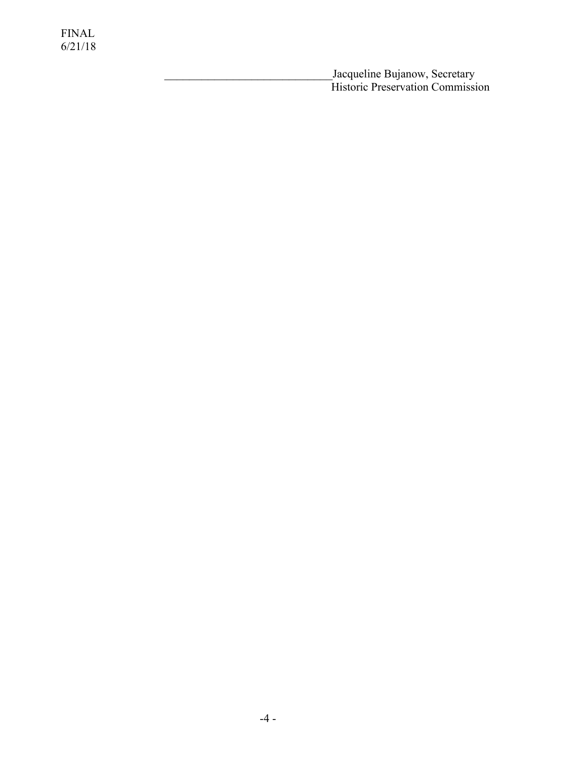FINAL
6/21/18

\_\_\_\_\_\_\_\_\_\_\_\_\_\_\_\_\_\_\_\_\_\_\_\_\_\_\_\_\_\_Jacqueline Bujanow, Secretary
Historic Preservation Commission